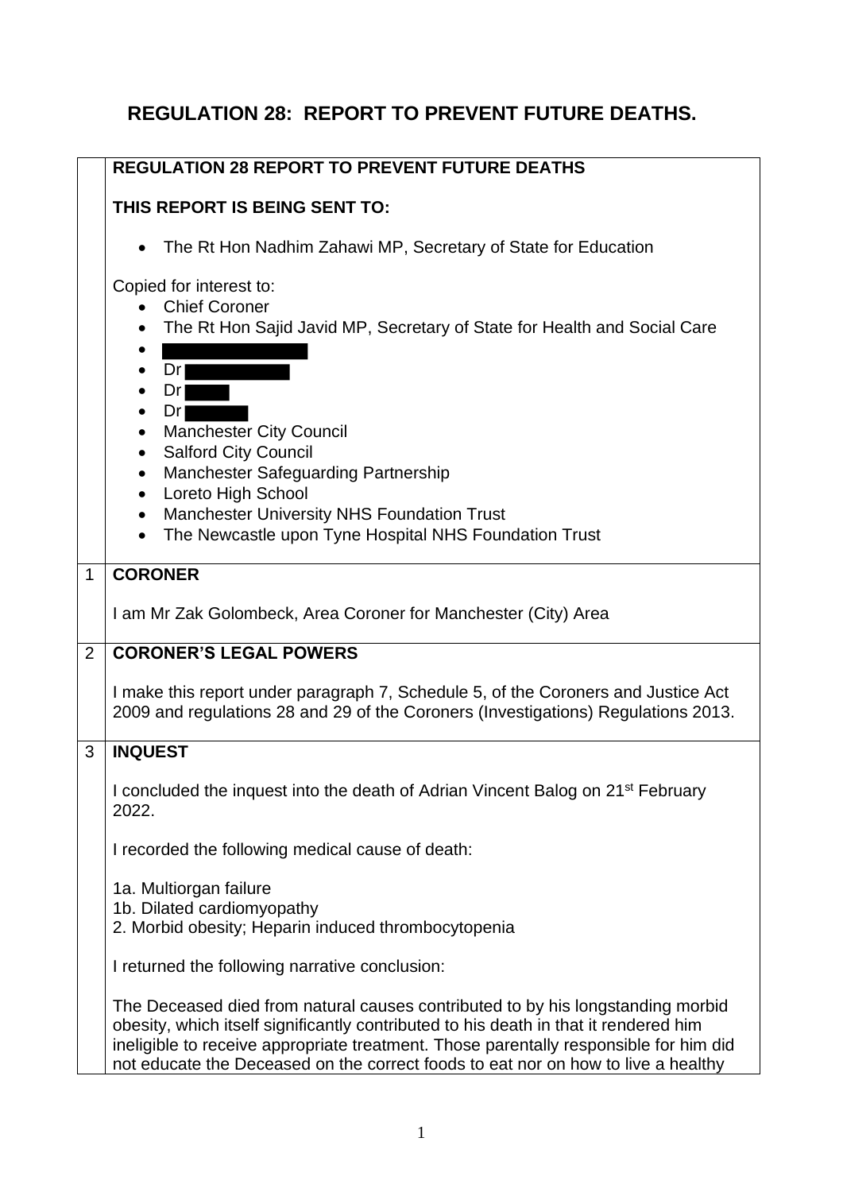# REGULATION 28: REPORT TO PREVENT FUTURE DEATHS.

| | |
|---|---|
| | **REGULATION 28 REPORT TO PREVENT FUTURE DEATHS**<br><br>**THIS REPORT IS BEING SENT TO:**<br><br>• The Rt Hon Nadhim Zahawi MP, Secretary of State for Education<br><br>Copied for interest to:<br>• Chief Coroner<br>• The Rt Hon Sajid Javid MP, Secretary of State for Health and Social Care<br>• [REDACTED]<br>• Dr [REDACTED]<br>• Dr [REDACTED]<br>• Dr [REDACTED]<br>• Manchester City Council<br>• Salford City Council<br>• Manchester Safeguarding Partnership<br>• Loreto High School<br>• Manchester University NHS Foundation Trust<br>• The Newcastle upon Tyne Hospital NHS Foundation Trust |
| 1 | **CORONER**<br><br>I am Mr Zak Golombeck, Area Coroner for Manchester (City) Area |
| 2 | **CORONER'S LEGAL POWERS**<br><br>I make this report under paragraph 7, Schedule 5, of the Coroners and Justice Act 2009 and regulations 28 and 29 of the Coroners (Investigations) Regulations 2013. |
| 3 | **INQUEST**<br><br>I concluded the inquest into the death of Adrian Vincent Balog on 21st February 2022.<br><br>I recorded the following medical cause of death:<br><br>1a. Multiorgan failure<br>1b. Dilated cardiomyopathy<br>2. Morbid obesity; Heparin induced thrombocytopenia<br><br>I returned the following narrative conclusion:<br><br>The Deceased died from natural causes contributed to by his longstanding morbid obesity, which itself significantly contributed to his death in that it rendered him ineligible to receive appropriate treatment. Those parentally responsible for him did not educate the Deceased on the correct foods to eat nor on how to live a healthy |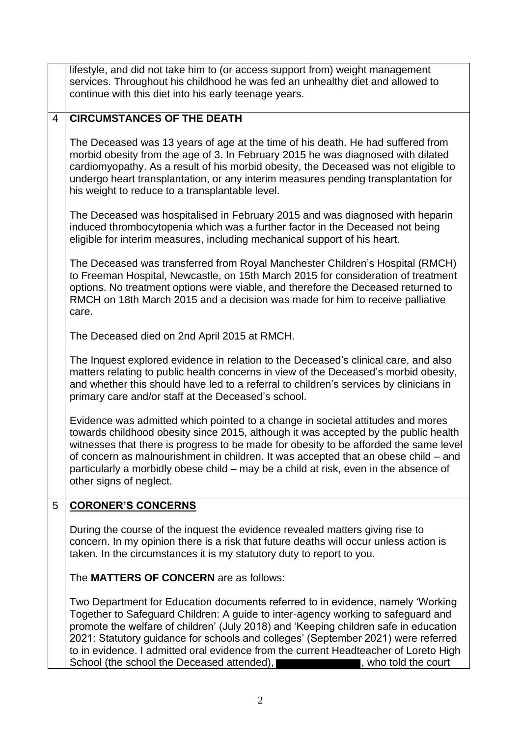lifestyle, and did not take him to (or access support from) weight management services. Throughout his childhood he was fed an unhealthy diet and allowed to continue with this diet into his early teenage years.

## 4 CIRCUMSTANCES OF THE DEATH

The Deceased was 13 years of age at the time of his death. He had suffered from morbid obesity from the age of 3. In February 2015 he was diagnosed with dilated cardiomyopathy. As a result of his morbid obesity, the Deceased was not eligible to undergo heart transplantation, or any interim measures pending transplantation for his weight to reduce to a transplantable level.

The Deceased was hospitalised in February 2015 and was diagnosed with heparin induced thrombocytopenia which was a further factor in the Deceased not being eligible for interim measures, including mechanical support of his heart.

The Deceased was transferred from Royal Manchester Children's Hospital (RMCH) to Freeman Hospital, Newcastle, on 15th March 2015 for consideration of treatment options. No treatment options were viable, and therefore the Deceased returned to RMCH on 18th March 2015 and a decision was made for him to receive palliative care.

The Deceased died on 2nd April 2015 at RMCH.

The Inquest explored evidence in relation to the Deceased's clinical care, and also matters relating to public health concerns in view of the Deceased's morbid obesity, and whether this should have led to a referral to children's services by clinicians in primary care and/or staff at the Deceased's school.

Evidence was admitted which pointed to a change in societal attitudes and mores towards childhood obesity since 2015, although it was accepted by the public health witnesses that there is progress to be made for obesity to be afforded the same level of concern as malnourishment in children. It was accepted that an obese child – and particularly a morbidly obese child – may be a child at risk, even in the absence of other signs of neglect.

## 5 CORONER'S CONCERNS

During the course of the inquest the evidence revealed matters giving rise to concern. In my opinion there is a risk that future deaths will occur unless action is taken. In the circumstances it is my statutory duty to report to you.

The **MATTERS OF CONCERN** are as follows:

Two Department for Education documents referred to in evidence, namely 'Working Together to Safeguard Children: A guide to inter-agency working to safeguard and promote the welfare of children' (July 2018) and 'Keeping children safe in education 2021: Statutory guidance for schools and colleges' (September 2021) were referred to in evidence. I admitted oral evidence from the current Headteacher of Loreto High School (the school the Deceased attended), [REDACTED], who told the court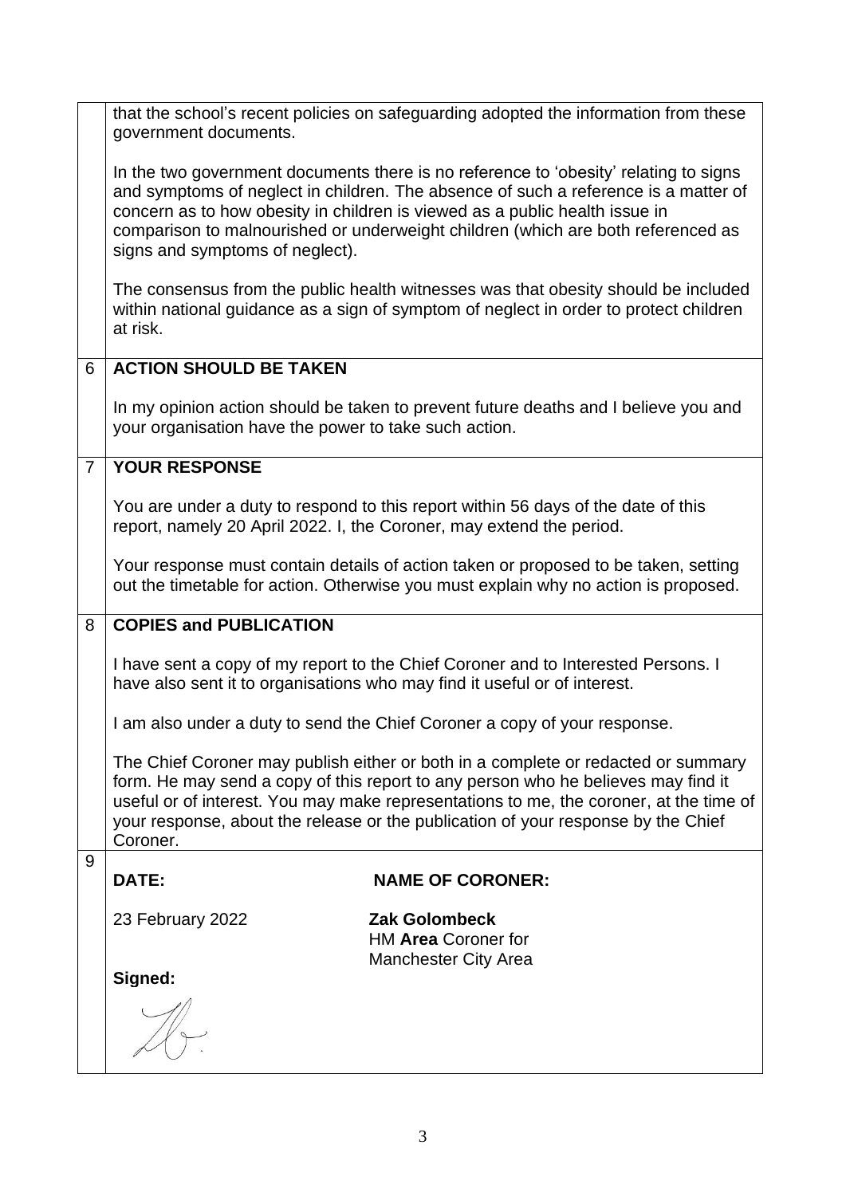that the school's recent policies on safeguarding adopted the information from these government documents.

In the two government documents there is no reference to 'obesity' relating to signs and symptoms of neglect in children. The absence of such a reference is a matter of concern as to how obesity in children is viewed as a public health issue in comparison to malnourished or underweight children (which are both referenced as signs and symptoms of neglect).

The consensus from the public health witnesses was that obesity should be included within national guidance as a sign of symptom of neglect in order to protect children at risk.

## 6 ACTION SHOULD BE TAKEN

In my opinion action should be taken to prevent future deaths and I believe you and your organisation have the power to take such action.

## 7 YOUR RESPONSE

You are under a duty to respond to this report within 56 days of the date of this report, namely 20 April 2022. I, the Coroner, may extend the period.

Your response must contain details of action taken or proposed to be taken, setting out the timetable for action. Otherwise you must explain why no action is proposed.

## 8 COPIES and PUBLICATION

I have sent a copy of my report to the Chief Coroner and to Interested Persons. I have also sent it to organisations who may find it useful or of interest.

I am also under a duty to send the Chief Coroner a copy of your response.

The Chief Coroner may publish either or both in a complete or redacted or summary form. He may send a copy of this report to any person who he believes may find it useful or of interest. You may make representations to me, the coroner, at the time of your response, about the release or the publication of your response by the Chief Coroner.

## 9

| | |
|---|---|
| **DATE:** | **NAME OF CORONER:** |
| 23 February 2022 | **Zak Golombeck**<br>HM **Area** Coroner for<br>Manchester City Area |

**Signed:**